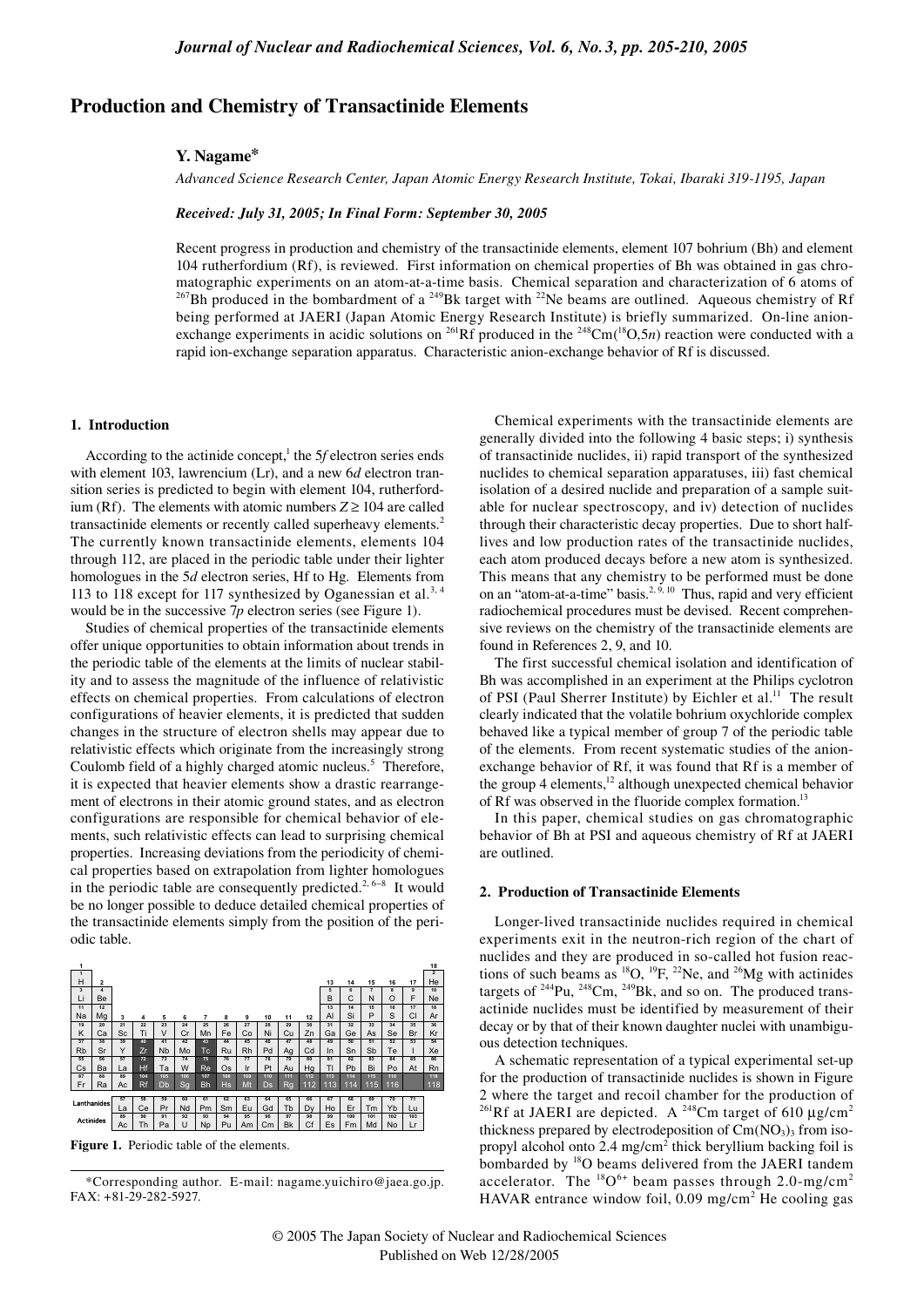# Production and Chemistry of Transactinide Elements

**Y. Nagame***

*Advanced Science Research Center, Japan Atomic Energy Research Institute, Tokai, Ibaraki 319-1195, Japan*

***Received: July 31, 2005; In Final Form: September 30, 2005***

Recent progress in production and chemistry of the transactinide elements, element 107 bohrium (Bh) and element 104 rutherfordium (Rf), is reviewed. First information on chemical properties of Bh was obtained in gas chromatographic experiments on an atom-at-a-time basis. Chemical separation and characterization of 6 atoms of $^{267}$Bh produced in the bombardment of a $^{249}$Bk target with $^{22}$Ne beams are outlined. Aqueous chemistry of Rf being performed at JAERI (Japan Atomic Energy Research Institute) is briefly summarized. On-line anion-exchange experiments in acidic solutions on $^{261}$Rf produced in the $^{248}$Cm($^{18}$O,5*n*) reaction were conducted with a rapid ion-exchange separation apparatus. Characteristic anion-exchange behavior of Rf is discussed.

## 1. Introduction

According to the actinide concept,[1] the 5*f* electron series ends with element 103, lawrencium (Lr), and a new 6*d* electron transition series is predicted to begin with element 104, rutherfordium (Rf). The elements with atomic numbers $Z \geq 104$ are called transactinide elements or recently called superheavy elements.[2] The currently known transactinide elements, elements 104 through 112, are placed in the periodic table under their lighter homologues in the 5*d* electron series, Hf to Hg. Elements from 113 to 118 except for 117 synthesized by Oganessian et al.[3, 4] would be in the successive 7*p* electron series (see Figure 1).

Studies of chemical properties of the transactinide elements offer unique opportunities to obtain information about trends in the periodic table of the elements at the limits of nuclear stability and to assess the magnitude of the influence of relativistic effects on chemical properties. From calculations of electron configurations of heavier elements, it is predicted that sudden changes in the structure of electron shells may appear due to relativistic effects which originate from the increasingly strong Coulomb field of a highly charged atomic nucleus.[5] Therefore, it is expected that heavier elements show a drastic rearrangement of electrons in their atomic ground states, and as electron configurations are responsible for chemical behavior of elements, such relativistic effects can lead to surprising chemical properties. Increasing deviations from the periodicity of chemical properties based on extrapolation from lighter homologues in the periodic table are consequently predicted.[2, 6–8] It would be no longer possible to deduce detailed chemical properties of the transactinide elements simply from the position of the periodic table.

**Figure 1.** Periodic table of the elements.

Chemical experiments with the transactinide elements are generally divided into the following 4 basic steps; i) synthesis of transactinide nuclides, ii) rapid transport of the synthesized nuclides to chemical separation apparatuses, iii) fast chemical isolation of a desired nuclide and preparation of a sample suitable for nuclear spectroscopy, and iv) detection of nuclides through their characteristic decay properties. Due to short half-lives and low production rates of the transactinide nuclides, each atom produced decays before a new atom is synthesized. This means that any chemistry to be performed must be done on an "atom-at-a-time" basis.[2, 9, 10] Thus, rapid and very efficient radiochemical procedures must be devised. Recent comprehensive reviews on the chemistry of the transactinide elements are found in References 2, 9, and 10.

The first successful chemical isolation and identification of Bh was accomplished in an experiment at the Philips cyclotron of PSI (Paul Sherrer Institute) by Eichler et al.[11] The result clearly indicated that the volatile bohrium oxychloride complex behaved like a typical member of group 7 of the periodic table of the elements. From recent systematic studies of the anion-exchange behavior of Rf, it was found that Rf is a member of the group 4 elements,[12] although unexpected chemical behavior of Rf was observed in the fluoride complex formation.[13]

In this paper, chemical studies on gas chromatographic behavior of Bh at PSI and aqueous chemistry of Rf at JAERI are outlined.

## 2. Production of Transactinide Elements

Longer-lived transactinide nuclides required in chemical experiments exit in the neutron-rich region of the chart of nuclides and they are produced in so-called hot fusion reactions of such beams as $^{18}$O, $^{19}$F, $^{22}$Ne, and $^{26}$Mg with actinides targets of $^{244}$Pu, $^{248}$Cm, $^{249}$Bk, and so on. The produced transactinide nuclides must be identified by measurement of their decay or by that of their known daughter nuclei with unambiguous detection techniques.

A schematic representation of a typical experimental set-up for the production of transactinide nuclides is shown in Figure 2 where the target and recoil chamber for the production of $^{261}$Rf at JAERI are depicted. A $^{248}$Cm target of 610 μg/cm$^2$ thickness prepared by electrodeposition of $Cm(NO_3)_3$ from isopropyl alcohol onto 2.4 mg/cm$^2$ thick beryllium backing foil is bombarded by $^{18}$O beams delivered from the JAERI tandem accelerator. The $^{18}O^{6+}$ beam passes through 2.0-mg/cm$^2$ HAVAR entrance window foil, 0.09 mg/cm$^2$ He cooling gas

*Corresponding author. E-mail: nagame.yuichiro@jaea.go.jp. FAX: +81-29-282-5927.

© 2005 The Japan Society of Nuclear and Radiochemical Sciences
Published on Web 12/28/2005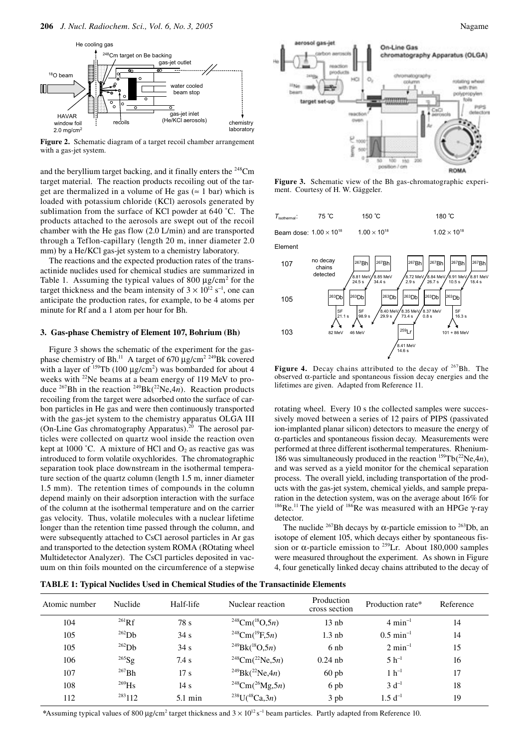**Figure 2.** Schematic diagram of a target recoil chamber arrangement with a gas-jet system.

and the beryllium target backing, and it finally enters the $^{248}$Cm target material. The reaction products recoiling out of the target are thermalized in a volume of He gas (≈ 1 bar) which is loaded with potassium chloride (KCl) aerosols generated by sublimation from the surface of KCl powder at 640 ˚C. The products attached to the aerosols are swept out of the recoil chamber with the He gas flow (2.0 L/min) and are transported through a Teflon-capillary (length 20 m, inner diameter 2.0 mm) by a He/KCl gas-jet system to a chemistry laboratory.

The reactions and the expected production rates of the transactinide nuclides used for chemical studies are summarized in Table 1. Assuming the typical values of 800 μg/cm$^2$ for the target thickness and the beam intensity of $3 \times 10^{12}$ s$^{-1}$, one can anticipate the production rates, for example, to be 4 atoms per minute for Rf and a 1 atom per hour for Bh.

## 3. Gas-phase Chemistry of Element 107, Bohrium (Bh)

Figure 3 shows the schematic of the experiment for the gas-phase chemistry of Bh.[11] A target of 670 μg/cm$^2$ $^{249}$Bk covered with a layer of $^{159}$Tb (100 μg/cm$^2$) was bombarded for about 4 weeks with $^{22}$Ne beams at a beam energy of 119 MeV to produce $^{267}$Bh in the reaction $^{249}$Bk($^{22}$Ne,4*n*). Reaction products recoiling from the target were adsorbed onto the surface of carbon particles in He gas and were then continuously transported with the gas-jet system to the chemistry apparatus OLGA III (On-Line Gas chromatography Apparatus).[20] The aerosol particles were collected on quartz wool inside the reaction oven kept at 1000 ˚C. A mixture of HCl and $O_2$ as reactive gas was introduced to form volatile oxychlorides. The chromatographic separation took place downstream in the isothermal temperature section of the quartz column (length 1.5 m, inner diameter 1.5 mm). The retention times of compounds in the column depend mainly on their adsorption interaction with the surface of the column at the isothermal temperature and on the carrier gas velocity. Thus, volatile molecules with a nuclear lifetime longer than the retention time passed through the column, and were subsequently attached to CsCl aerosol particles in Ar gas and transported to the detection system ROMA (ROtating wheel Multidetector Analyzer). The CsCl particles deposited in vacuum on thin foils mounted on the circumference of a stepwise rotating wheel. Every 10 s the collected samples were successively moved between a series of 12 pairs of PIPS (passivated ion-implanted planar silicon) detectors to measure the energy of α-particles and spontaneous fission decay. Measurements were performed at three different isothermal temperatures. Rhenium-186 was simultaneously produced in the reaction $^{159}$Tb($^{22}$Ne,4*n*), and was served as a yield monitor for the chemical separation process. The overall yield, including transportation of the products with the gas-jet system, chemical yields, and sample preparation in the detection system, was on the average about 16% for $^{186}$Re.[11] The yield of $^{186}$Re was measured with an HPGe γ-ray detector.

**Figure 3.** Schematic view of the Bh gas-chromatographic experiment. Courtesy of H. W. Gäggeler.

**Figure 4.** Decay chains attributed to the decay of $^{267}$Bh. The observed α-particle and spontaneous fission decay energies and the lifetimes are given. Adapted from Reference 11.

The nuclide $^{267}$Bh decays by α-particle emission to $^{263}$Db, an isotope of element 105, which decays either by spontaneous fission or α-particle emission to $^{259}$Lr. About 180,000 samples were measured throughout the experiment. As shown in Figure 4, four genetically linked decay chains attributed to the decay of

**TABLE 1: Typical Nuclides Used in Chemical Studies of the Transactinide Elements**

| Atomic number | Nuclide | Half-life | Nuclear reaction | Production cross section | Production rate* | Reference |
|---|---|---|---|---|---|---|
| 104 | $^{261}$Rf | 78 s | $^{248}$Cm($^{18}$O,5*n*) | 13 nb | 4 min$^{-1}$ | 14 |
| 105 | $^{262}$Db | 34 s | $^{248}$Cm($^{19}$F,5*n*) | 1.3 nb | 0.5 min$^{-1}$ | 14 |
| 105 | $^{262}$Db | 34 s | $^{249}$Bk($^{18}$O,5*n*) | 6 nb | 2 min$^{-1}$ | 15 |
| 106 | $^{265}$Sg | 7.4 s | $^{248}$Cm($^{22}$Ne,5*n*) | 0.24 nb | 5 h$^{-1}$ | 16 |
| 107 | $^{267}$Bh | 17 s | $^{249}$Bk($^{22}$Ne,4*n*) | 60 pb | 1 h$^{-1}$ | 17 |
| 108 | $^{269}$Hs | 14 s | $^{248}$Cm($^{26}$Mg,5*n*) | 6 pb | 3 d$^{-1}$ | 18 |
| 112 | $^{283}$112 | 5.1 min | $^{238}$U($^{48}$Ca,3*n*) | 3 pb | 1.5 d$^{-1}$ | 19 |

*Assuming typical values of 800 μg/cm$^2$ target thickness and $3 \times 10^{12}$ s$^{-1}$ beam particles. Partly adapted from Reference 10.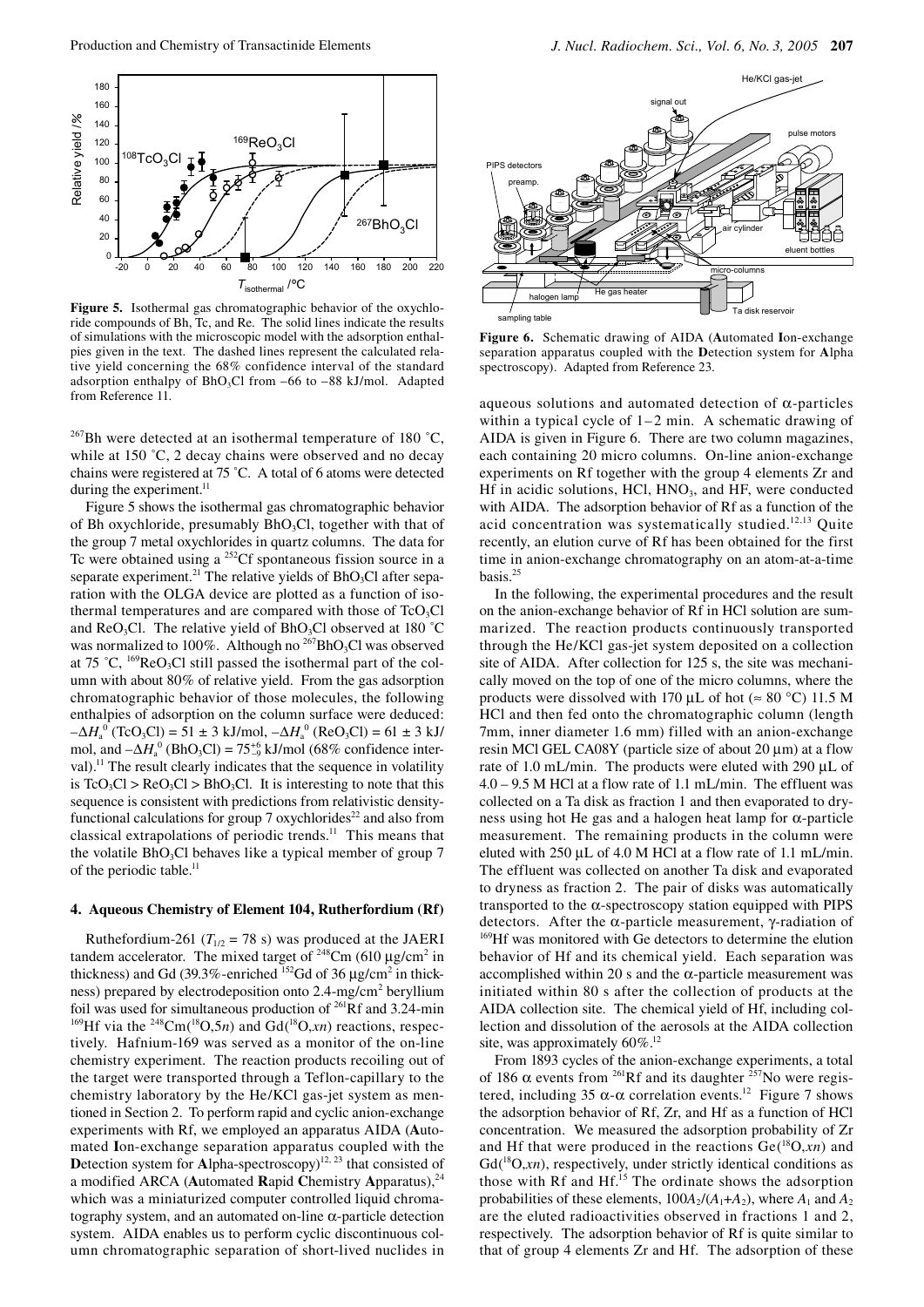**Figure 5.** Isothermal gas chromatographic behavior of the oxychloride compounds of Bh, Tc, and Re. The solid lines indicate the results of simulations with the microscopic model with the adsorption enthalpies given in the text. The dashed lines represent the calculated relative yield concerning the 68% confidence interval of the standard adsorption enthalpy of $BhO_3Cl$ from −66 to −88 kJ/mol. Adapted from Reference 11.

$^{267}$Bh were detected at an isothermal temperature of 180 ˚C, while at 150 ˚C, 2 decay chains were observed and no decay chains were registered at 75 ˚C. A total of 6 atoms were detected during the experiment.[11]

Figure 5 shows the isothermal gas chromatographic behavior of Bh oxychloride, presumably $BhO_3Cl$, together with that of the group 7 metal oxychlorides in quartz columns. The data for Tc were obtained using a $^{252}$Cf spontaneous fission source in a separate experiment.[21] The relative yields of $BhO_3Cl$ after separation with the OLGA device are plotted as a function of isothermal temperatures and are compared with those of $TcO_3Cl$ and $ReO_3Cl$. The relative yield of $BhO_3Cl$ observed at 180 ˚C was normalized to 100%. Although no $^{267}BhO_3Cl$ was observed at 75 ˚C, $^{169}ReO_3Cl$ still passed the isothermal part of the column with about 80% of relative yield. From the gas adsorption chromatographic behavior of those molecules, the following enthalpies of adsorption on the column surface were deduced: $-\Delta H_a^0$ ($TcO_3Cl$) = 51 ± 3 kJ/mol, $-\Delta H_a^0$ ($ReO_3Cl$) = 61 ± 3 kJ/mol, and $-\Delta H_a^0$ ($BhO_3Cl$) = $75^{+6}_{-9}$ kJ/mol (68% confidence interval).[11] The result clearly indicates that the sequence in volatility is $TcO_3Cl > ReO_3Cl > BhO_3Cl$. It is interesting to note that this sequence is consistent with predictions from relativistic density-functional calculations for group 7 oxychlorides[22] and also from classical extrapolations of periodic trends.[11] This means that the volatile $BhO_3Cl$ behaves like a typical member of group 7 of the periodic table.[11]

## 4. Aqueous Chemistry of Element 104, Rutherfordium (Rf)

Ruthefordium-261 ($T_{1/2}$ = 78 s) was produced at the JAERI tandem accelerator. The mixed target of $^{248}$Cm (610 μg/cm$^2$ in thickness) and Gd (39.3%-enriched $^{152}$Gd of 36 μg/cm$^2$ in thickness) prepared by electrodeposition onto 2.4-mg/cm$^2$ beryllium foil was used for simultaneous production of $^{261}$Rf and 3.24-min $^{169}$Hf via the $^{248}$Cm($^{18}$O,5*n*) and Gd($^{18}$O,*xn*) reactions, respectively. Hafnium-169 was served as a monitor of the on-line chemistry experiment. The reaction products recoiling out of the target were transported through a Teflon-capillary to the chemistry laboratory by the He/KCl gas-jet system as mentioned in Section 2. To perform rapid and cyclic anion-exchange experiments with Rf, we employed an apparatus AIDA (**A**utomated **I**on-exchange separation apparatus coupled with the **D**etection system for **A**lpha-spectroscopy)[12, 23] that consisted of a modified ARCA (**A**utomated **R**apid **C**hemistry **A**pparatus),[24] which was a miniaturized computer controlled liquid chromatography system, and an automated on-line α-particle detection system. AIDA enables us to perform cyclic discontinuous column chromatographic separation of short-lived nuclides in aqueous solutions and automated detection of α-particles within a typical cycle of 1–2 min. A schematic drawing of AIDA is given in Figure 6. There are two column magazines, each containing 20 micro columns. On-line anion-exchange experiments on Rf together with the group 4 elements Zr and Hf in acidic solutions, HCl, $HNO_3$, and HF, were conducted with AIDA. The adsorption behavior of Rf as a function of the acid concentration was systematically studied.[12,13] Quite recently, an elution curve of Rf has been obtained for the first time in anion-exchange chromatography on an atom-at-a-time basis.[25]

**Figure 6.** Schematic drawing of AIDA (**A**utomated **I**on-exchange separation apparatus coupled with the **D**etection system for **A**lpha spectroscopy). Adapted from Reference 23.

In the following, the experimental procedures and the result on the anion-exchange behavior of Rf in HCl solution are summarized. The reaction products continuously transported through the He/KCl gas-jet system deposited on a collection site of AIDA. After collection for 125 s, the site was mechanically moved on the top of one of the micro columns, where the products were dissolved with 170 μL of hot (≈ 80 °C) 11.5 M HCl and then fed onto the chromatographic column (length 7mm, inner diameter 1.6 mm) filled with an anion-exchange resin MCl GEL CA08Y (particle size of about 20 μm) at a flow rate of 1.0 mL/min. The products were eluted with 290 μL of 4.0 – 9.5 M HCl at a flow rate of 1.1 mL/min. The effluent was collected on a Ta disk as fraction 1 and then evaporated to dryness using hot He gas and a halogen heat lamp for α-particle measurement. The remaining products in the column were eluted with 250 μL of 4.0 M HCl at a flow rate of 1.1 mL/min. The effluent was collected on another Ta disk and evaporated to dryness as fraction 2. The pair of disks was automatically transported to the α-spectroscopy station equipped with PIPS detectors. After the α-particle measurement, γ-radiation of $^{169}$Hf was monitored with Ge detectors to determine the elution behavior of Hf and its chemical yield. Each separation was accomplished within 20 s and the α-particle measurement was initiated within 80 s after the collection of products at the AIDA collection site. The chemical yield of Hf, including collection and dissolution of the aerosols at the AIDA collection site, was approximately 60%.[12]

From 1893 cycles of the anion-exchange experiments, a total of 186 α events from $^{261}$Rf and its daughter $^{257}$No were registered, including 35 α-α correlation events.[12] Figure 7 shows the adsorption behavior of Rf, Zr, and Hf as a function of HCl concentration. We measured the adsorption probability of Zr and Hf that were produced in the reactions Ge($^{18}$O,*xn*) and Gd($^{18}$O,*xn*), respectively, under strictly identical conditions as those with Rf and Hf.[15] The ordinate shows the adsorption probabilities of these elements, $100A_2/(A_1+A_2)$, where $A_1$ and $A_2$ are the eluted radioactivities observed in fractions 1 and 2, respectively. The adsorption behavior of Rf is quite similar to that of group 4 elements Zr and Hf. The adsorption of these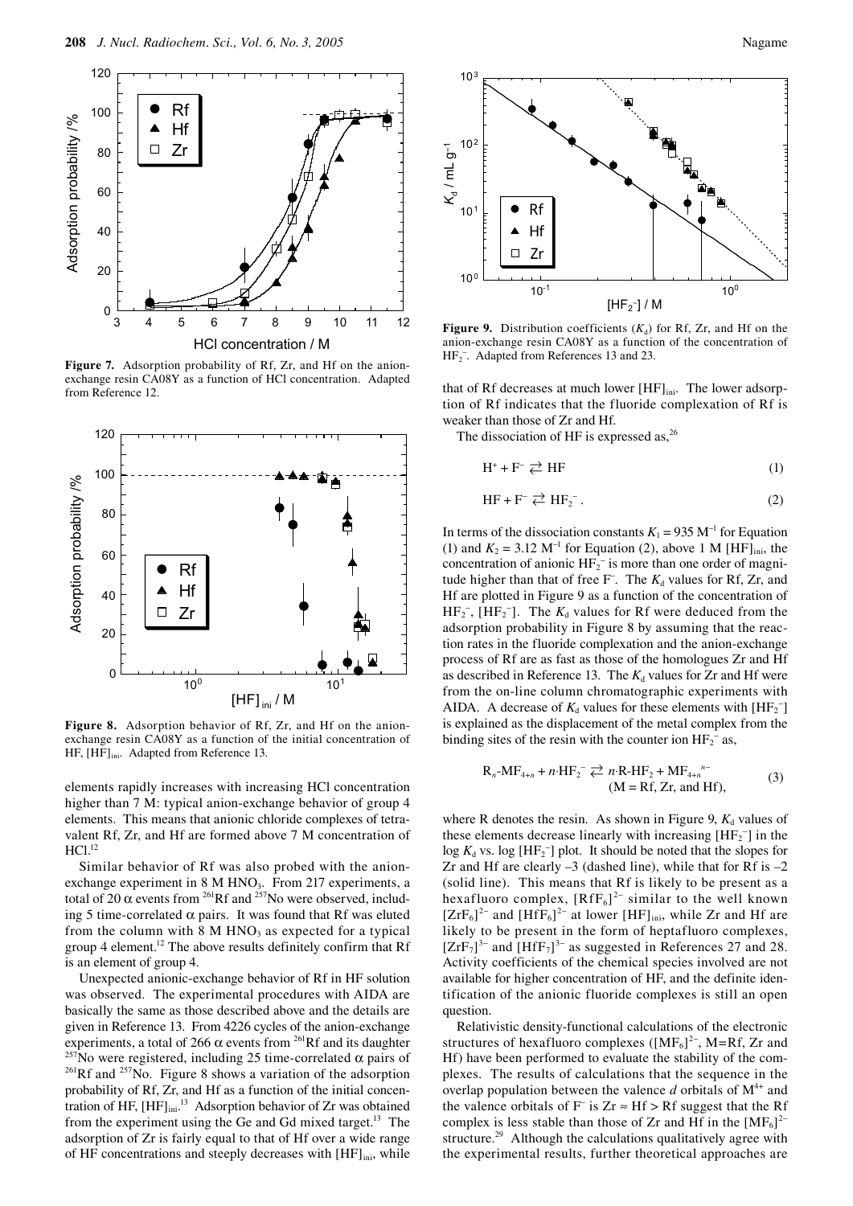**Figure 7.** Adsorption probability of Rf, Zr, and Hf on the anion-exchange resin CA08Y as a function of HCl concentration. Adapted from Reference 12.

**Figure 8.** Adsorption behavior of Rf, Zr, and Hf on the anion-exchange resin CA08Y as a function of the initial concentration of HF, $[HF]_{ini}$. Adapted from Reference 13.

elements rapidly increases with increasing HCl concentration higher than 7 M: typical anion-exchange behavior of group 4 elements. This means that anionic chloride complexes of tetravalent Rf, Zr, and Hf are formed above 7 M concentration of HCl.[12]

Similar behavior of Rf was also probed with the anion-exchange experiment in 8 M $HNO_3$. From 217 experiments, a total of 20 α events from $^{261}$Rf and $^{257}$No were observed, including 5 time-correlated α pairs. It was found that Rf was eluted from the column with 8 M $HNO_3$ as expected for a typical group 4 element.[12] The above results definitely confirm that Rf is an element of group 4.

Unexpected anionic-exchange behavior of Rf in HF solution was observed. The experimental procedures with AIDA are basically the same as those described above and the details are given in Reference 13. From 4226 cycles of the anion-exchange experiments, a total of 266 α events from $^{261}$Rf and its daughter $^{257}$No were registered, including 25 time-correlated α pairs of $^{261}$Rf and $^{257}$No. Figure 8 shows a variation of the adsorption probability of Rf, Zr, and Hf as a function of the initial concentration of HF, $[HF]_{ini}$.[13] Adsorption behavior of Zr was obtained from the experiment using the Ge and Gd mixed target.[13] The adsorption of Zr is fairly equal to that of Hf over a wide range of HF concentrations and steeply decreases with $[HF]_{ini}$, while

**Figure 9.** Distribution coefficients ($K_d$) for Rf, Zr, and Hf on the anion-exchange resin CA08Y as a function of the concentration of $HF_2^-$. Adapted from References 13 and 23.

that of Rf decreases at much lower $[HF]_{ini}$. The lower adsorption of Rf indicates that the fluoride complexation of Rf is weaker than those of Zr and Hf.

The dissociation of HF is expressed as,[26]

$$H^+ + F^- \rightleftarrows HF \tag{1}$$

$$HF + F^- \rightleftarrows HF_2^- . \tag{2}$$

In terms of the dissociation constants $K_1 = 935$ M$^{-1}$ for Equation (1) and $K_2 = 3.12$ M$^{-1}$ for Equation (2), above 1 M $[HF]_{ini}$, the concentration of anionic $HF_2^-$ is more than one order of magnitude higher than that of free $F^-$. The $K_d$ values for Rf, Zr, and Hf are plotted in Figure 9 as a function of the concentration of $HF_2^-$, $[HF_2^-]$. The $K_d$ values for Rf were deduced from the adsorption probability in Figure 8 by assuming that the reaction rates in the fluoride complexation and the anion-exchange process of Rf are as fast as those of the homologues Zr and Hf as described in Reference 13. The $K_d$ values for Zr and Hf were from the on-line column chromatographic experiments with AIDA. A decrease of $K_d$ values for these elements with $[HF_2^-]$ is explained as the displacement of the metal complex from the binding sites of the resin with the counter ion $HF_2^-$ as,

$$R_n\text{-}MF_{4+n} + n{\cdot}HF_2^- \rightleftarrows n{\cdot}R\text{-}HF_2 + MF_{4+n}^{\ n-} \quad (M = \text{Rf, Zr, and Hf}), \tag{3}$$

where R denotes the resin. As shown in Figure 9, $K_d$ values of these elements decrease linearly with increasing $[HF_2^-]$ in the $\log K_d$ vs. $\log [HF_2^-]$ plot. It should be noted that the slopes for Zr and Hf are clearly –3 (dashed line), while that for Rf is –2 (solid line). This means that Rf is likely to be present as a hexafluoro complex, $[RfF_6]^{2-}$ similar to the well known $[ZrF_6]^{2-}$ and $[HfF_6]^{2-}$ at lower $[HF]_{ini}$, while Zr and Hf are likely to be present in the form of heptafluoro complexes, $[ZrF_7]^{3-}$ and $[HfF_7]^{3-}$ as suggested in References 27 and 28. Activity coefficients of the chemical species involved are not available for higher concentration of HF, and the definite identification of the anionic fluoride complexes is still an open question.

Relativistic density-functional calculations of the electronic structures of hexafluoro complexes ($[MF_6]^{2-}$, M=Rf, Zr and Hf) have been performed to evaluate the stability of the complexes. The results of calculations that the sequence in the overlap population between the valence *d* orbitals of $M^{4+}$ and the valence orbitals of $F^-$ is Zr ≈ Hf > Rf suggest that the Rf complex is less stable than those of Zr and Hf in the $[MF_6]^{2-}$ structure.[29] Although the calculations qualitatively agree with the experimental results, further theoretical approaches are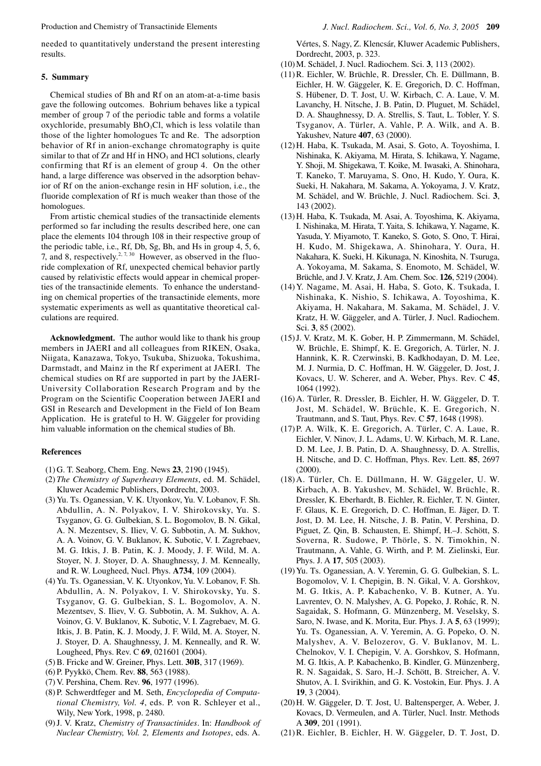needed to quantitatively understand the present interesting results.

## 5. Summary

Chemical studies of Bh and Rf on an atom-at-a-time basis gave the following outcomes. Bohrium behaves like a typical member of group 7 of the periodic table and forms a volatile oxychloride, presumably $BhO_3Cl$, which is less volatile than those of the lighter homologues Tc and Re. The adsorption behavior of Rf in anion-exchange chromatography is quite similar to that of Zr and Hf in $HNO_3$ and HCl solutions, clearly confirming that Rf is an element of group 4. On the other hand, a large difference was observed in the adsorption behavior of Rf on the anion-exchange resin in HF solution, i.e., the fluoride complexation of Rf is much weaker than those of the homologues.

From artistic chemical studies of the transactinide elements performed so far including the results described here, one can place the elements 104 through 108 in their respective group of the periodic table, i.e., Rf, Db, Sg, Bh, and Hs in group 4, 5, 6, 7, and 8, respectively.[2, 7, 30] However, as observed in the fluoride complexation of Rf, unexpected chemical behavior partly caused by relativistic effects would appear in chemical properties of the transactinide elements. To enhance the understanding on chemical properties of the transactinide elements, more systematic experiments as well as quantitative theoretical calculations are required.

**Acknowledgment.** The author would like to thank his group members in JAERI and all colleagues from RIKEN, Osaka, Niigata, Kanazawa, Tokyo, Tsukuba, Shizuoka, Tokushima, Darmstadt, and Mainz in the Rf experiment at JAERI. The chemical studies on Rf are supported in part by the JAERI-University Collaboration Research Program and by the Program on the Scientific Cooperation between JAERI and GSI in Research and Development in the Field of Ion Beam Application. He is grateful to H. W. Gäggeler for providing him valuable information on the chemical studies of Bh.

## References

(1) G. T. Seaborg, Chem. Eng. News **23**, 2190 (1945).

(2) *The Chemistry of Superheavy Elements*, ed. M. Schädel, Kluwer Academic Publishers, Dordrecht, 2003.

(3) Yu. Ts. Oganessian, V. K. Utyonkov, Yu. V. Lobanov, F. Sh. Abdullin, A. N. Polyakov, I. V. Shirokovsky, Yu. S. Tsyganov, G. G. Gulbekian, S. L. Bogomolov, B. N. Gikal, A. N. Mezentsev, S. Iliev, V. G. Subbotin, A. M. Sukhov, A. A. Voinov, G. V. Buklanov, K. Subotic, V. I. Zagrebaev, M. G. Itkis, J. B. Patin, K. J. Moody, J. F. Wild, M. A. Stoyer, N. J. Stoyer, D. A. Shaughnessy, J. M. Kenneally, and R. W. Lougheed, Nucl. Phys. **A734**, 109 (2004).

(4) Yu. Ts. Oganessian, V. K. Utyonkov, Yu. V. Lobanov, F. Sh. Abdullin, A. N. Polyakov, I. V. Shirokovsky, Yu. S. Tsyganov, G. G. Gulbekian, S. L. Bogomolov, A. N. Mezentsev, S. Iliev, V. G. Subbotin, A. M. Sukhov, A. A. Voinov, G. V. Buklanov, K. Subotic, V. I. Zagrebaev, M. G. Itkis, J. B. Patin, K. J. Moody, J. F. Wild, M. A. Stoyer, N. J. Stoyer, D. A. Shaughnessy, J. M. Kenneally, and R. W. Lougheed, Phys. Rev. C **69**, 021601 (2004).

(5) B. Fricke and W. Greiner, Phys. Lett. **30B**, 317 (1969).

(6) P. Pyykkö, Chem. Rev. **88**, 563 (1988).

(7) V. Pershina, Chem. Rev. **96**, 1977 (1996).

(8) P. Schwerdtfeger and M. Seth, *Encyclopedia of Computational Chemistry, Vol. 4*, eds. P. von R. Schleyer et al., Wily, New York, 1998, p. 2480.

(9) J. V. Kratz, *Chemistry of Transactinides*. In: *Handbook of Nuclear Chemistry, Vol. 2, Elements and Isotopes*, eds. A. Vértes, S. Nagy, Z. Klencsár, Kluwer Academic Publishers, Dordrecht, 2003, p. 323.

(10) M. Schädel, J. Nucl. Radiochem. Sci. **3**, 113 (2002).

(11) R. Eichler, W. Brüchle, R. Dressler, Ch. E. Düllmann, B. Eichler, H. W. Gäggeler, K. E. Gregorich, D. C. Hoffman, S. Hübener, D. T. Jost, U. W. Kirbach, C. A. Laue, V. M. Lavanchy, H. Nitsche, J. B. Patin, D. Piguet, M. Schädel, D. A. Shaughnessy, D. A. Strellis, S. Taut, L. Tobler, Y. S. Tsyganov, A. Türler, A. Vahle, P. A. Wilk, and A. B. Yakushev, Nature **407**, 63 (2000).

(12) H. Haba, K. Tsukada, M. Asai, S. Goto, A. Toyoshima, I. Nishinaka, K. Akiyama, M. Hirata, S. Ichikawa, Y. Nagame, Y. Shoji, M. Shigekawa, T. Koike, M. Iwasaki, A. Shinohara, T. Kaneko, T. Maruyama, S. Ono, H. Kudo, Y. Oura, K. Sueki, H. Nakahara, M. Sakama, A. Yokoyama, J. V. Kratz, M. Schädel, and W. Brüchle, J. Nucl. Radiochem. Sci. **3**, 143 (2002).

(13) H. Haba, K. Tsukada, M. Asai, A. Toyoshima, K. Akiyama, I. Nishinaka, M. Hirata, T. Yaita, S. Ichikawa, Y. Nagame, K. Yasuda, Y. Miyamoto, T. Kaneko, S. Goto, S. Ono, T. Hirai, H. Kudo, M. Shigekawa, A. Shinohara, Y. Oura, H. Nakahara, K. Sueki, H. Kikunaga, N. Kinoshita, N. Tsuruga, A. Yokoyama, M. Sakama, S. Enomoto, M. Schädel, W. Brüchle, and J. V. Kratz, J. Am. Chem. Soc. **126**, 5219 (2004).

(14) Y. Nagame, M. Asai, H. Haba, S. Goto, K. Tsukada, I. Nishinaka, K. Nishio, S. Ichikawa, A. Toyoshima, K. Akiyama, H. Nakahara, M. Sakama, M. Schädel, J. V. Kratz, H. W. Gäggeler, and A. Türler, J. Nucl. Radiochem. Sci. **3**, 85 (2002).

(15) J. V. Kratz, M. K. Gober, H. P. Zimmermann, M. Schädel, W. Brüchle, E. Shimpf, K. E. Gregorich, A. Türler, N. J. Hannink, K. R. Czerwinski, B. Kadkhodayan, D. M. Lee, M. J. Nurmia, D. C. Hoffman, H. W. Gäggeler, D. Jost, J. Kovacs, U. W. Scherer, and A. Weber, Phys. Rev. C **45**, 1064 (1992).

(16) A. Türler, R. Dressler, B. Eichler, H. W. Gäggeler, D. T. Jost, M. Schädel, W. Brüchle, K. E. Gregorich, N. Trautmann, and S. Taut, Phys. Rev. C **57**, 1648 (1998).

(17) P. A. Wilk, K. E. Gregorich, A. Türler, C. A. Laue, R. Eichler, V. Ninov, J. L. Adams, U. W. Kirbach, M. R. Lane, D. M. Lee, J. B. Patin, D. A. Shaughnessy, D. A. Strellis, H. Nitsche, and D. C. Hoffman, Phys. Rev. Lett. **85**, 2697 (2000).

(18) A. Türler, Ch. E. Düllmann, H. W. Gäggeler, U. W. Kirbach, A. B. Yakushev, M. Schädel, W. Brüchle, R. Dressler, K. Eberhardt, B. Eichler, R. Eichler, T. N. Ginter, F. Glaus, K. E. Gregorich, D. C. Hoffman, E. Jäger, D. T. Jost, D. M. Lee, H. Nitsche, J. B. Patin, V. Pershina, D. Piguet, Z. Qin, B. Schausten, E. Shimpf, H.–J. Schött, S. Soverna, R. Sudowe, P. Thörle, S. N. Timokhin, N. Trautmann, A. Vahle, G. Wirth, and P. M. Zielinski, Eur. Phys. J. A **17**, 505 (2003).

(19) Yu. Ts. Oganessian, A. V. Yeremin, G. G. Gulbekian, S. L. Bogomolov, V. I. Chepigin, B. N. Gikal, V. A. Gorshkov, M. G. Itkis, A. P. Kabachenko, V. B. Kutner, A. Yu. Lavrentev, O. N. Malyshev, A. G. Popeko, J. Rohác, R. N. Sagaidak, S. Hofmann, G. Münzenberg, M. Veselsky, S. Saro, N. Iwase, and K. Morita, Eur. Phys. J. A **5**, 63 (1999); Yu. Ts. Oganessian, A. V. Yeremin, A. G. Popeko, O. N. Malyshev, A. V. Belozerov, G. V. Buklanov, M. L. Chelnokov, V. I. Chepigin, V. A. Gorshkov, S. Hofmann, M. G. Itkis, A. P. Kabachenko, B. Kindler, G. Münzenberg, R. N. Sagaidak, S. Saro, H.-J. Schött, B. Streicher, A. V. Shutov, A. I. Svirikhin, and G. K. Vostokin, Eur. Phys. J. A **19**, 3 (2004).

(20) H. W. Gäggeler, D. T. Jost, U. Baltensperger, A. Weber, J. Kovacs, D. Vermeulen, and A. Türler, Nucl. Instr. Methods A **309**, 201 (1991).

(21) R. Eichler, B. Eichler, H. W. Gäggeler, D. T. Jost, D.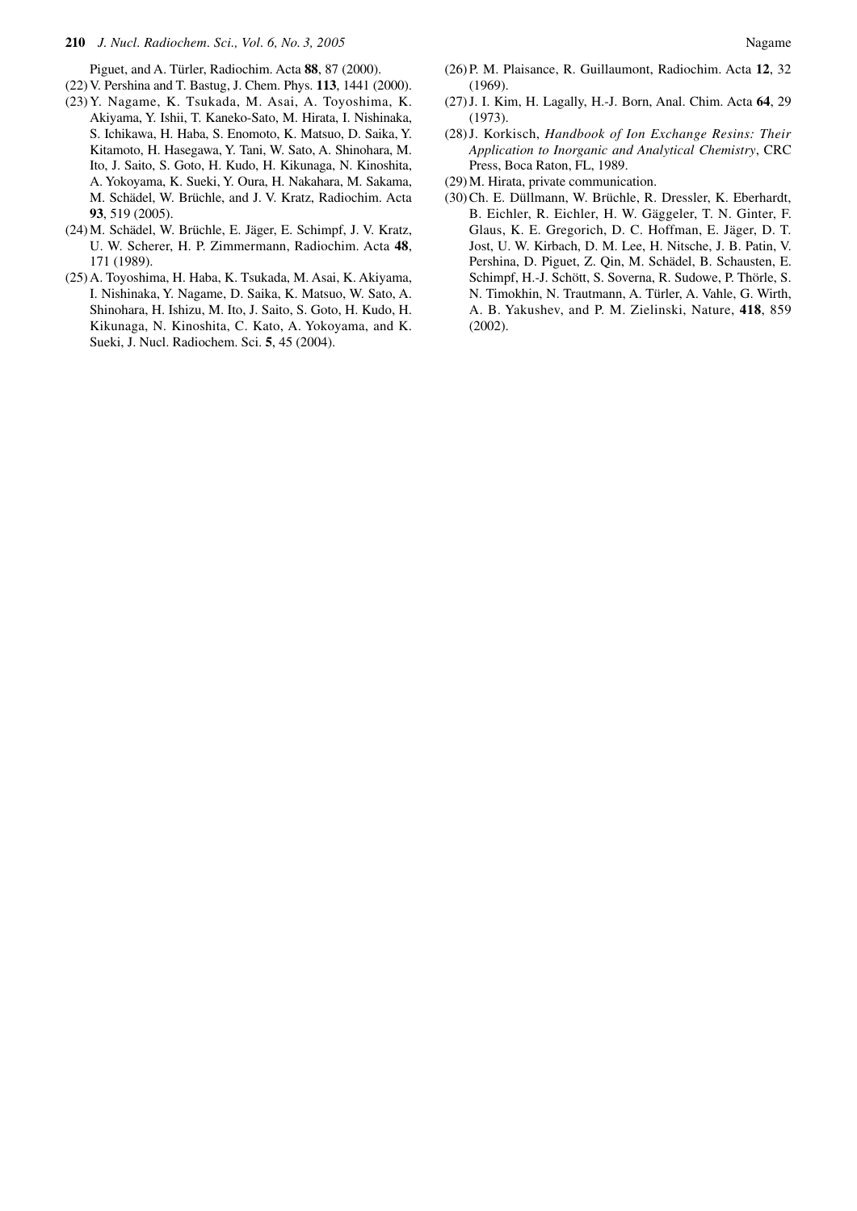Piguet, and A. Türler, Radiochim. Acta **88**, 87 (2000).

(22) V. Pershina and T. Bastug, J. Chem. Phys. **113**, 1441 (2000).

(23) Y. Nagame, K. Tsukada, M. Asai, A. Toyoshima, K. Akiyama, Y. Ishii, T. Kaneko-Sato, M. Hirata, I. Nishinaka, S. Ichikawa, H. Haba, S. Enomoto, K. Matsuo, D. Saika, Y. Kitamoto, H. Hasegawa, Y. Tani, W. Sato, A. Shinohara, M. Ito, J. Saito, S. Goto, H. Kudo, H. Kikunaga, N. Kinoshita, A. Yokoyama, K. Sueki, Y. Oura, H. Nakahara, M. Sakama, M. Schädel, W. Brüchle, and J. V. Kratz, Radiochim. Acta **93**, 519 (2005).

(24) M. Schädel, W. Brüchle, E. Jäger, E. Schimpf, J. V. Kratz, U. W. Scherer, H. P. Zimmermann, Radiochim. Acta **48**, 171 (1989).

(25) A. Toyoshima, H. Haba, K. Tsukada, M. Asai, K. Akiyama, I. Nishinaka, Y. Nagame, D. Saika, K. Matsuo, W. Sato, A. Shinohara, H. Ishizu, M. Ito, J. Saito, S. Goto, H. Kudo, H. Kikunaga, N. Kinoshita, C. Kato, A. Yokoyama, and K. Sueki, J. Nucl. Radiochem. Sci. **5**, 45 (2004).

(26) P. M. Plaisance, R. Guillaumont, Radiochim. Acta **12**, 32 (1969).

(27) J. I. Kim, H. Lagally, H.-J. Born, Anal. Chim. Acta **64**, 29 (1973).

(28) J. Korkisch, *Handbook of Ion Exchange Resins: Their Application to Inorganic and Analytical Chemistry*, CRC Press, Boca Raton, FL, 1989.

(29) M. Hirata, private communication.

(30) Ch. E. Düllmann, W. Brüchle, R. Dressler, K. Eberhardt, B. Eichler, R. Eichler, H. W. Gäggeler, T. N. Ginter, F. Glaus, K. E. Gregorich, D. C. Hoffman, E. Jäger, D. T. Jost, U. W. Kirbach, D. M. Lee, H. Nitsche, J. B. Patin, V. Pershina, D. Piguet, Z. Qin, M. Schädel, B. Schausten, E. Schimpf, H.-J. Schött, S. Soverna, R. Sudowe, P. Thörle, S. N. Timokhin, N. Trautmann, A. Türler, A. Vahle, G. Wirth, A. B. Yakushev, and P. M. Zielinski, Nature, **418**, 859 (2002).